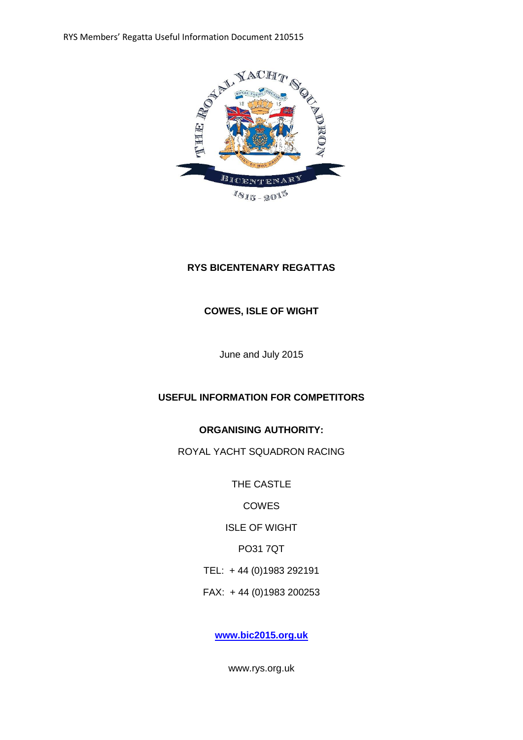**RYS BICENTENARY REGATTAS**

**COWES, ISLE OF WIGHT**

June and July 2015

**USEFUL INFORMATION FOR COMPETITORS**

**ORGANISING AUTHORITY:**

ROYAL YACHT SQUADRON RACING

THE CASTLE

COWES

ISLE OF WIGHT

PO31 7QT

TEL: + 44 (0)1983 292191

FAX: + 44 (0)1983 200253

**www.bic2015.org.uk**

www.rys.org.uk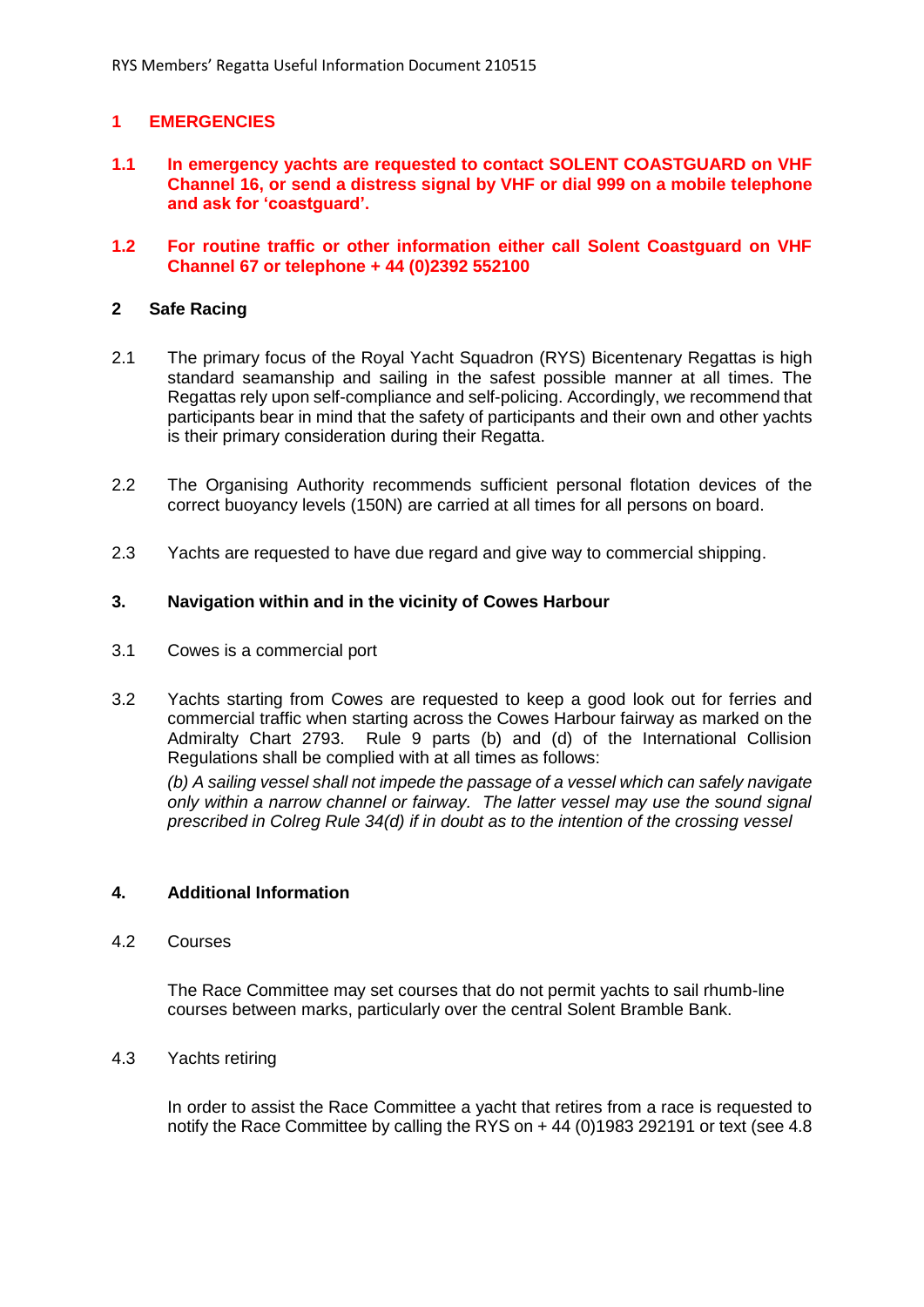## 1 EMERGENCIES

**1.1 In emergency yachts are requested to contact SOLENT COASTGUARD on VHF Channel 16, or send a distress signal by VHF or dial 999 on a mobile telephone and ask for 'coastguard'.**

**1.2 For routine traffic or other information either call Solent Coastguard on VHF Channel 67 or telephone + 44 (0)2392 552100**

## 2 Safe Racing

2.1 The primary focus of the Royal Yacht Squadron (RYS) Bicentenary Regattas is high standard seamanship and sailing in the safest possible manner at all times. The Regattas rely upon self-compliance and self-policing. Accordingly, we recommend that participants bear in mind that the safety of participants and their own and other yachts is their primary consideration during their Regatta.

2.2 The Organising Authority recommends sufficient personal flotation devices of the correct buoyancy levels (150N) are carried at all times for all persons on board.

2.3 Yachts are requested to have due regard and give way to commercial shipping.

## 3. Navigation within and in the vicinity of Cowes Harbour

3.1 Cowes is a commercial port

3.2 Yachts starting from Cowes are requested to keep a good look out for ferries and commercial traffic when starting across the Cowes Harbour fairway as marked on the Admiralty Chart 2793. Rule 9 parts (b) and (d) of the International Collision Regulations shall be complied with at all times as follows:

*(b) A sailing vessel shall not impede the passage of a vessel which can safely navigate only within a narrow channel or fairway. The latter vessel may use the sound signal prescribed in Colreg Rule 34(d) if in doubt as to the intention of the crossing vessel*

## 4. Additional Information

4.2 Courses

The Race Committee may set courses that do not permit yachts to sail rhumb-line courses between marks, particularly over the central Solent Bramble Bank.

4.3 Yachts retiring

In order to assist the Race Committee a yacht that retires from a race is requested to notify the Race Committee by calling the RYS on + 44 (0)1983 292191 or text (see 4.8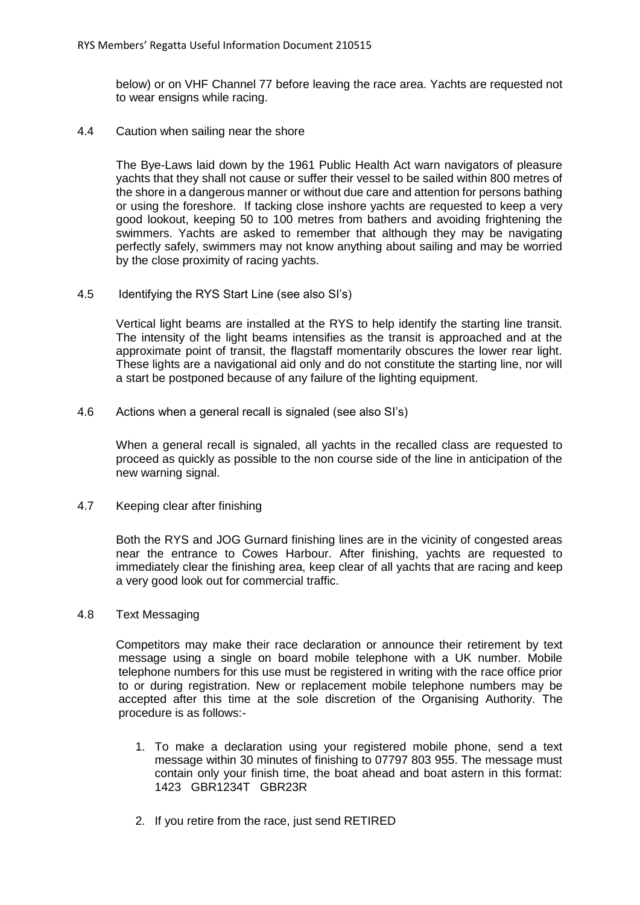below) or on VHF Channel 77 before leaving the race area. Yachts are requested not to wear ensigns while racing.

### 4.4 Caution when sailing near the shore

The Bye-Laws laid down by the 1961 Public Health Act warn navigators of pleasure yachts that they shall not cause or suffer their vessel to be sailed within 800 metres of the shore in a dangerous manner or without due care and attention for persons bathing or using the foreshore. If tacking close inshore yachts are requested to keep a very good lookout, keeping 50 to 100 metres from bathers and avoiding frightening the swimmers. Yachts are asked to remember that although they may be navigating perfectly safely, swimmers may not know anything about sailing and may be worried by the close proximity of racing yachts.

### 4.5 Identifying the RYS Start Line (see also SI's)

Vertical light beams are installed at the RYS to help identify the starting line transit. The intensity of the light beams intensifies as the transit is approached and at the approximate point of transit, the flagstaff momentarily obscures the lower rear light. These lights are a navigational aid only and do not constitute the starting line, nor will a start be postponed because of any failure of the lighting equipment.

### 4.6 Actions when a general recall is signaled (see also SI's)

When a general recall is signaled, all yachts in the recalled class are requested to proceed as quickly as possible to the non course side of the line in anticipation of the new warning signal.

### 4.7 Keeping clear after finishing

Both the RYS and JOG Gurnard finishing lines are in the vicinity of congested areas near the entrance to Cowes Harbour. After finishing, yachts are requested to immediately clear the finishing area, keep clear of all yachts that are racing and keep a very good look out for commercial traffic.

### 4.8 Text Messaging

Competitors may make their race declaration or announce their retirement by text message using a single on board mobile telephone with a UK number. Mobile telephone numbers for this use must be registered in writing with the race office prior to or during registration. New or replacement mobile telephone numbers may be accepted after this time at the sole discretion of the Organising Authority. The procedure is as follows:-

1. To make a declaration using your registered mobile phone, send a text message within 30 minutes of finishing to 07797 803 955. The message must contain only your finish time, the boat ahead and boat astern in this format: 1423 GBR1234T GBR23R
2. If you retire from the race, just send RETIRED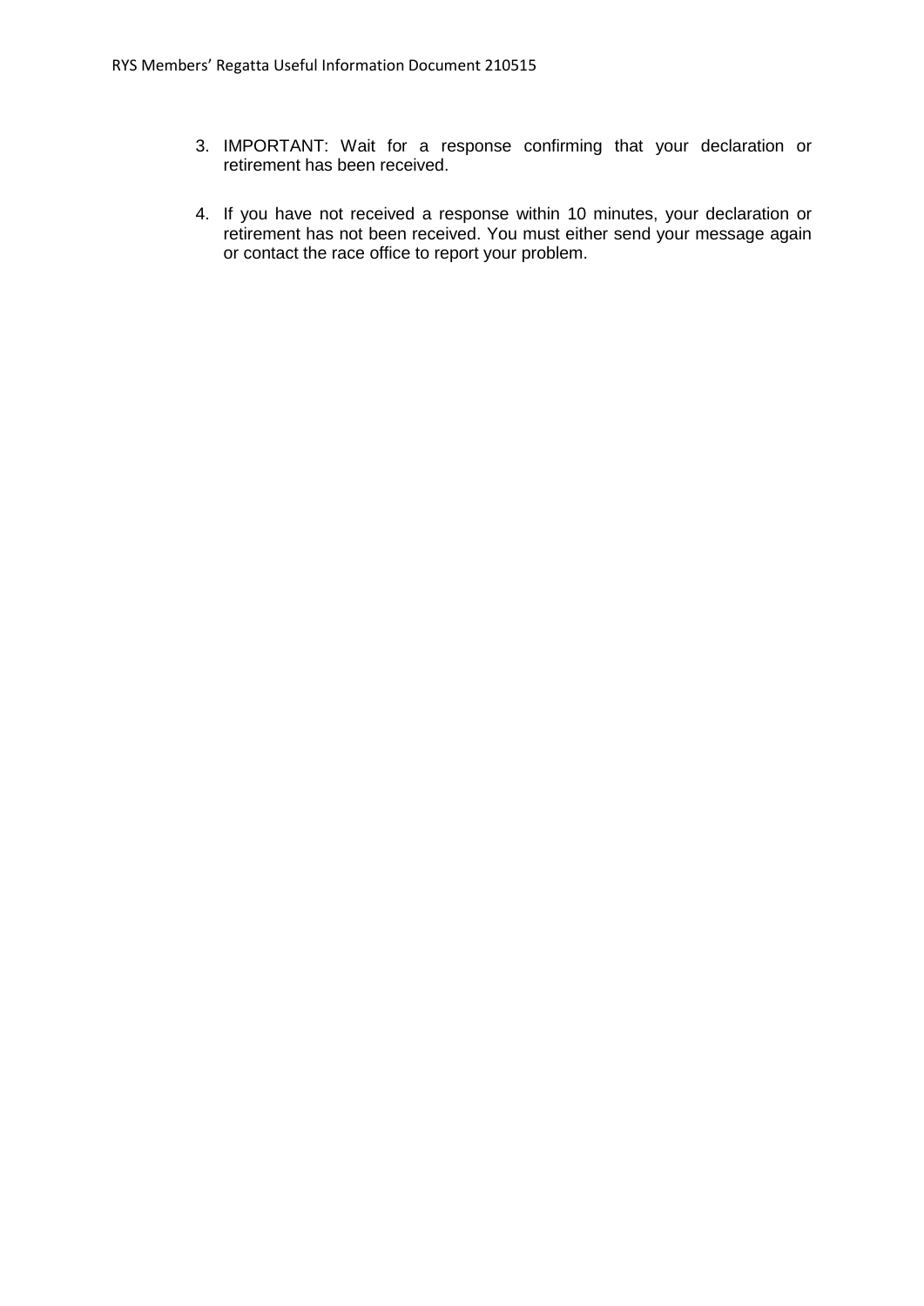3. IMPORTANT: Wait for a response confirming that your declaration or retirement has been received.

4. If you have not received a response within 10 minutes, your declaration or retirement has not been received. You must either send your message again or contact the race office to report your problem.